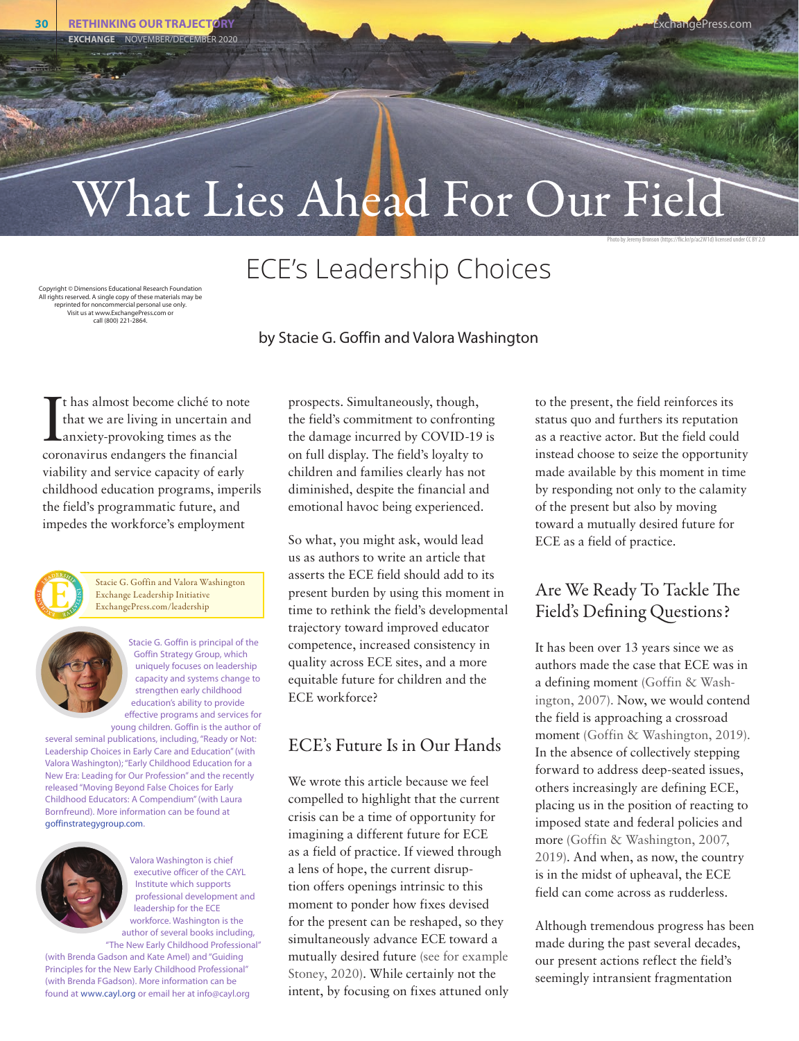# What Lies Ahead For Our Field

Photo by Jeremy Bronson (https://flic.kr/p/ac2W1d) licensed under CC BY 2.0

## ECE's Leadership Choices

Copyright © Dimensions Educational Research Foundation
All rights reserved. A single copy of these materials may be reprinted for noncommercial personal use only.
Visit us at www.ExchangePress.com or call (800) 221-2864.

by Stacie G. Goffin and Valora Washington

It has almost become cliché to note that we are living in uncertain and anxiety-provoking times as the coronavirus endangers the financial viability and service capacity of early childhood education programs, imperils the field's programmatic future, and impedes the workforce's employment prospects. Simultaneously, though, the field's commitment to confronting the damage incurred by COVID-19 is on full display. The field's loyalty to children and families clearly has not diminished, despite the financial and emotional havoc being experienced.

So what, you might ask, would lead us as authors to write an article that asserts the ECE field should add to its present burden by using this moment in time to rethink the field's developmental trajectory toward improved educator competence, increased consistency in quality across ECE sites, and a more equitable future for children and the ECE workforce?

### ECE's Future Is in Our Hands

We wrote this article because we feel compelled to highlight that the current crisis can be a time of opportunity for imagining a different future for ECE as a field of practice. If viewed through a lens of hope, the current disruption offers openings intrinsic to this moment to ponder how fixes devised for the present can be reshaped, so they simultaneously advance ECE toward a mutually desired future (see for example Stoney, 2020). While certainly not the intent, by focusing on fixes attuned only to the present, the field reinforces its status quo and furthers its reputation as a reactive actor. But the field could instead choose to seize the opportunity made available by this moment in time by responding not only to the calamity of the present but also by moving toward a mutually desired future for ECE as a field of practice.

### Are We Ready To Tackle The Field's Defining Questions?

It has been over 13 years since we as authors made the case that ECE was in a defining moment (Goffin & Washington, 2007). Now, we would contend the field is approaching a crossroad moment (Goffin & Washington, 2019). In the absence of collectively stepping forward to address deep-seated issues, others increasingly are defining ECE, placing us in the position of reacting to imposed state and federal policies and more (Goffin & Washington, 2007, 2019). And when, as now, the country is in the midst of upheaval, the ECE field can come across as rudderless.

Although tremendous progress has been made during the past several decades, our present actions reflect the field's seemingly intransient fragmentation

---

Stacie G. Goffin and Valora Washington
Exchange Leadership Initiative
ExchangePress.com/leadership

Stacie G. Goffin is principal of the Goffin Strategy Group, which uniquely focuses on leadership capacity and systems change to strengthen early childhood education's ability to provide effective programs and services for young children. Goffin is the author of several seminal publications, including, "Ready or Not: Leadership Choices in Early Care and Education" (with Valora Washington); "Early Childhood Education for a New Era: Leading for Our Profession" and the recently released "Moving Beyond False Choices for Early Childhood Educators: A Compendium" (with Laura Bornfreund). More information can be found at goffinstrategygroup.com.

Valora Washington is chief executive officer of the CAYL Institute which supports professional development and leadership for the ECE workforce. Washington is the author of several books including, "The New Early Childhood Professional" (with Brenda Gadson and Kate Amel) and "Guiding Principles for the New Early Childhood Professional" (with Brenda FGadson). More information can be found at www.cayl.org or email her at info@cayl.org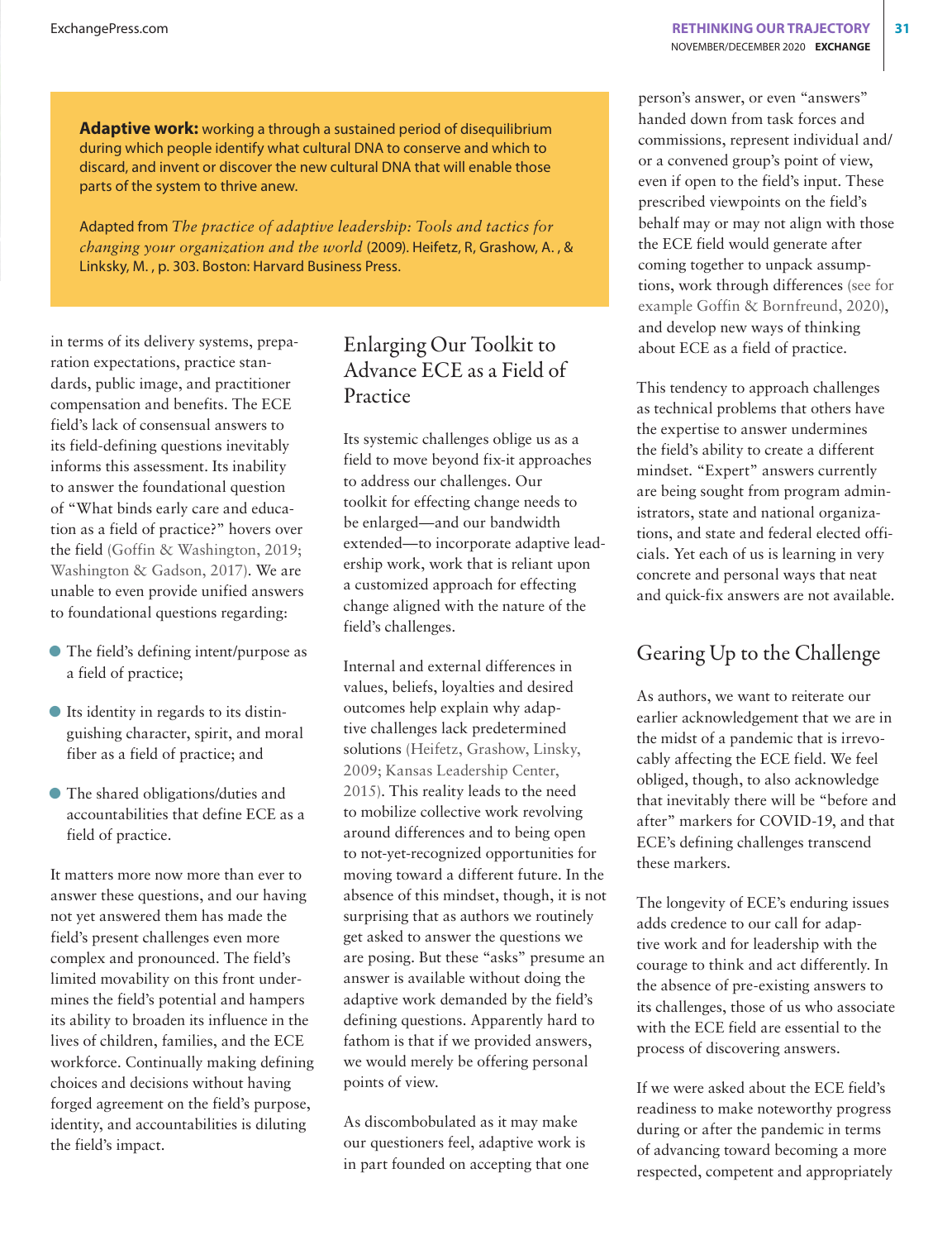**Adaptive work:** working a through a sustained period of disequilibrium during which people identify what cultural DNA to conserve and which to discard, and invent or discover the new cultural DNA that will enable those parts of the system to thrive anew.

Adapted from *The practice of adaptive leadership: Tools and tactics for changing your organization and the world* (2009). Heifetz, R, Grashow, A. , & Linksky, M. , p. 303. Boston: Harvard Business Press.

in terms of its delivery systems, preparation expectations, practice standards, public image, and practitioner compensation and benefits. The ECE field's lack of consensual answers to its field-defining questions inevitably informs this assessment. Its inability to answer the foundational question of "What binds early care and education as a field of practice?" hovers over the field (Goffin & Washington, 2019; Washington & Gadson, 2017). We are unable to even provide unified answers to foundational questions regarding:

- The field's defining intent/purpose as a field of practice;
- Its identity in regards to its distinguishing character, spirit, and moral fiber as a field of practice; and
- The shared obligations/duties and accountabilities that define ECE as a field of practice.

It matters more now more than ever to answer these questions, and our having not yet answered them has made the field's present challenges even more complex and pronounced. The field's limited movability on this front undermines the field's potential and hampers its ability to broaden its influence in the lives of children, families, and the ECE workforce. Continually making defining choices and decisions without having forged agreement on the field's purpose, identity, and accountabilities is diluting the field's impact.

## Enlarging Our Toolkit to Advance ECE as a Field of Practice

Its systemic challenges oblige us as a field to move beyond fix-it approaches to address our challenges. Our toolkit for effecting change needs to be enlarged—and our bandwidth extended—to incorporate adaptive leadership work, work that is reliant upon a customized approach for effecting change aligned with the nature of the field's challenges.

Internal and external differences in values, beliefs, loyalties and desired outcomes help explain why adaptive challenges lack predetermined solutions (Heifetz, Grashow, Linsky, 2009; Kansas Leadership Center, 2015). This reality leads to the need to mobilize collective work revolving around differences and to being open to not-yet-recognized opportunities for moving toward a different future. In the absence of this mindset, though, it is not surprising that as authors we routinely get asked to answer the questions we are posing. But these "asks" presume an answer is available without doing the adaptive work demanded by the field's defining questions. Apparently hard to fathom is that if we provided answers, we would merely be offering personal points of view.

As discombobulated as it may make our questioners feel, adaptive work is in part founded on accepting that one person's answer, or even "answers" handed down from task forces and commissions, represent individual and/or a convened group's point of view, even if open to the field's input. These prescribed viewpoints on the field's behalf may or may not align with those the ECE field would generate after coming together to unpack assumptions, work through differences (see for example Goffin & Bornfreund, 2020), and develop new ways of thinking about ECE as a field of practice.

This tendency to approach challenges as technical problems that others have the expertise to answer undermines the field's ability to create a different mindset. "Expert" answers currently are being sought from program administrators, state and national organizations, and state and federal elected officials. Yet each of us is learning in very concrete and personal ways that neat and quick-fix answers are not available.

## Gearing Up to the Challenge

As authors, we want to reiterate our earlier acknowledgement that we are in the midst of a pandemic that is irrevocably affecting the ECE field. We feel obliged, though, to also acknowledge that inevitably there will be "before and after" markers for COVID-19, and that ECE's defining challenges transcend these markers.

The longevity of ECE's enduring issues adds credence to our call for adaptive work and for leadership with the courage to think and act differently. In the absence of pre-existing answers to its challenges, those of us who associate with the ECE field are essential to the process of discovering answers.

If we were asked about the ECE field's readiness to make noteworthy progress during or after the pandemic in terms of advancing toward becoming a more respected, competent and appropriately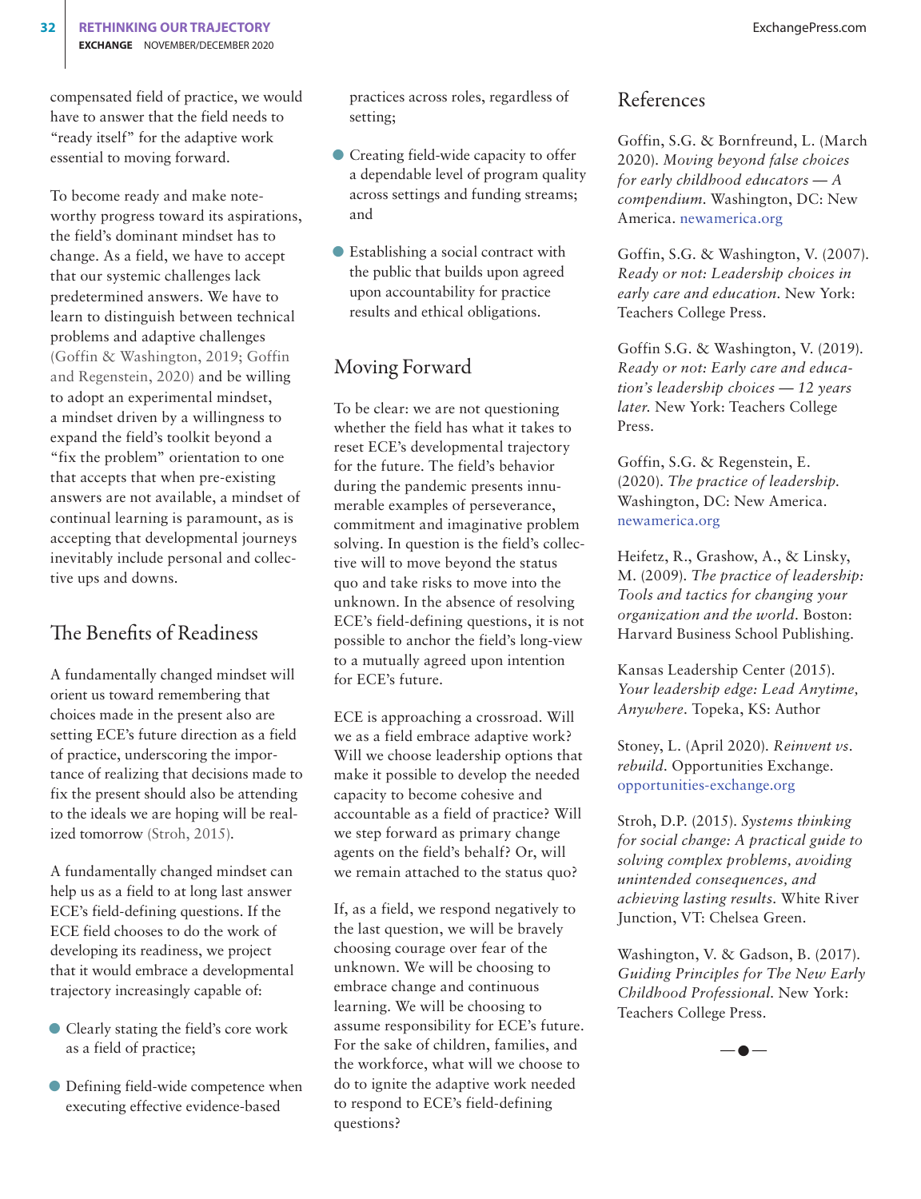compensated field of practice, we would have to answer that the field needs to "ready itself" for the adaptive work essential to moving forward.

To become ready and make noteworthy progress toward its aspirations, the field's dominant mindset has to change. As a field, we have to accept that our systemic challenges lack predetermined answers. We have to learn to distinguish between technical problems and adaptive challenges (Goffin & Washington, 2019; Goffin and Regenstein, 2020) and be willing to adopt an experimental mindset, a mindset driven by a willingness to expand the field's toolkit beyond a "fix the problem" orientation to one that accepts that when pre-existing answers are not available, a mindset of continual learning is paramount, as is accepting that developmental journeys inevitably include personal and collective ups and downs.

## The Benefits of Readiness

A fundamentally changed mindset will orient us toward remembering that choices made in the present also are setting ECE's future direction as a field of practice, underscoring the importance of realizing that decisions made to fix the present should also be attending to the ideals we are hoping will be realized tomorrow (Stroh, 2015).

A fundamentally changed mindset can help us as a field to at long last answer ECE's field-defining questions. If the ECE field chooses to do the work of developing its readiness, we project that it would embrace a developmental trajectory increasingly capable of:

- Clearly stating the field's core work as a field of practice;
- Defining field-wide competence when executing effective evidence-based practices across roles, regardless of setting;
- Creating field-wide capacity to offer a dependable level of program quality across settings and funding streams; and
- Establishing a social contract with the public that builds upon agreed upon accountability for practice results and ethical obligations.

## Moving Forward

To be clear: we are not questioning whether the field has what it takes to reset ECE's developmental trajectory for the future. The field's behavior during the pandemic presents innumerable examples of perseverance, commitment and imaginative problem solving. In question is the field's collective will to move beyond the status quo and take risks to move into the unknown. In the absence of resolving ECE's field-defining questions, it is not possible to anchor the field's long-view to a mutually agreed upon intention for ECE's future.

ECE is approaching a crossroad. Will we as a field embrace adaptive work? Will we choose leadership options that make it possible to develop the needed capacity to become cohesive and accountable as a field of practice? Will we step forward as primary change agents on the field's behalf? Or, will we remain attached to the status quo?

If, as a field, we respond negatively to the last question, we will be bravely choosing courage over fear of the unknown. We will be choosing to embrace change and continuous learning. We will be choosing to assume responsibility for ECE's future. For the sake of children, families, and the workforce, what will we choose to do to ignite the adaptive work needed to respond to ECE's field-defining questions?

## References

Goffin, S.G. & Bornfreund, L. (March 2020). *Moving beyond false choices for early childhood educators — A compendium.* Washington, DC: New America. newamerica.org

Goffin, S.G. & Washington, V. (2007). *Ready or not: Leadership choices in early care and education.* New York: Teachers College Press.

Goffin S.G. & Washington, V. (2019). *Ready or not: Early care and education's leadership choices — 12 years later.* New York: Teachers College Press.

Goffin, S.G. & Regenstein, E. (2020). *The practice of leadership.* Washington, DC: New America. newamerica.org

Heifetz, R., Grashow, A., & Linsky, M. (2009). *The practice of leadership: Tools and tactics for changing your organization and the world.* Boston: Harvard Business School Publishing.

Kansas Leadership Center (2015). *Your leadership edge: Lead Anytime, Anywhere.* Topeka, KS: Author

Stoney, L. (April 2020). *Reinvent vs. rebuild.* Opportunities Exchange. opportunities-exchange.org

Stroh, D.P. (2015). *Systems thinking for social change: A practical guide to solving complex problems, avoiding unintended consequences, and achieving lasting results.* White River Junction, VT: Chelsea Green.

Washington, V. & Gadson, B. (2017). *Guiding Principles for The New Early Childhood Professional.* New York: Teachers College Press.